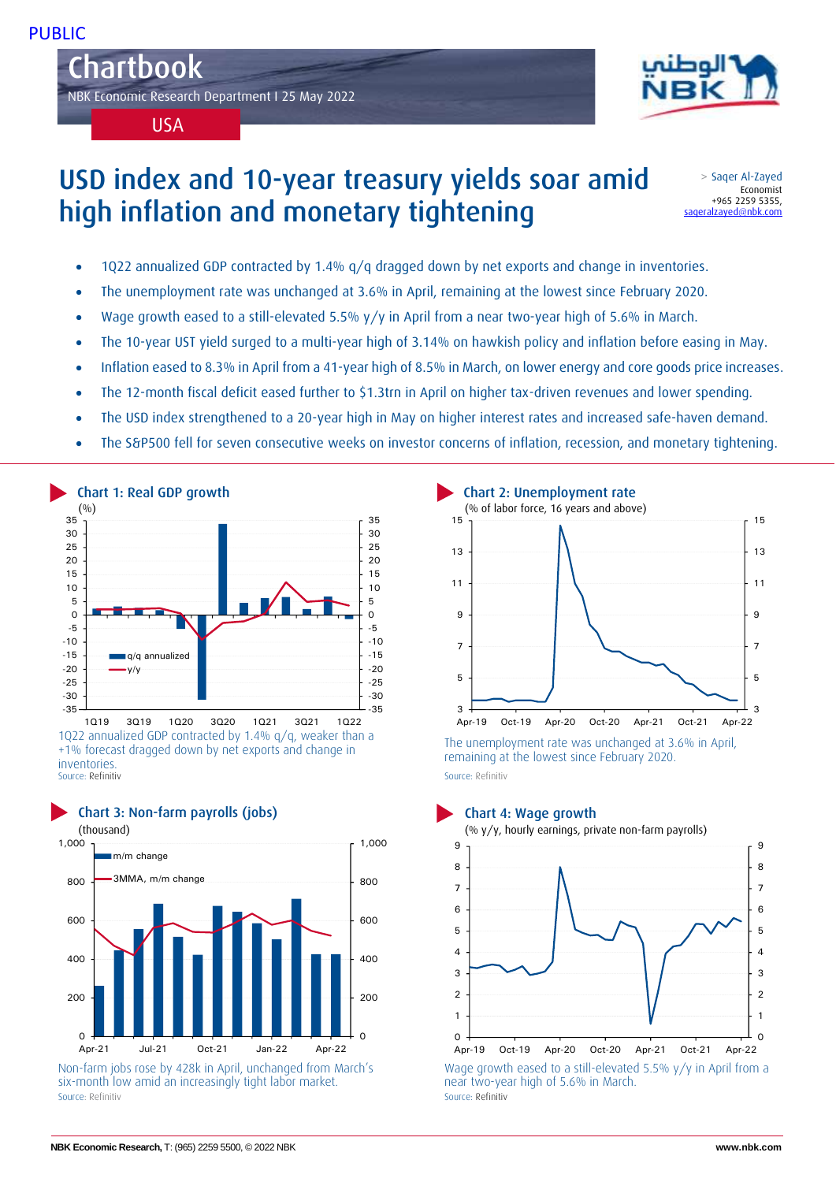PUBLIC

# Chartbook

NBK Economic Research Department I 25 May 2022

USA

# USD index and 10-year treasury yields soar amid high inflation and monetary tightening

> Saqer Al-Zayed
Economist
+965 2259 5355,
saqeralzayed@nbk.com

- 1Q22 annualized GDP contracted by 1.4% q/q dragged down by net exports and change in inventories.
- The unemployment rate was unchanged at 3.6% in April, remaining at the lowest since February 2020.
- Wage growth eased to a still-elevated 5.5% y/y in April from a near two-year high of 5.6% in March.
- The 10-year UST yield surged to a multi-year high of 3.14% on hawkish policy and inflation before easing in May.
- Inflation eased to 8.3% in April from a 41-year high of 8.5% in March, on lower energy and core goods price increases.
- The 12-month fiscal deficit eased further to $1.3trn in April on higher tax-driven revenues and lower spending.
- The USD index strengthened to a 20-year high in May on higher interest rates and increased safe-haven demand.
- The S&P500 fell for seven consecutive weeks on investor concerns of inflation, recession, and monetary tightening.

### Chart 1: Real GDP growth

1Q22 annualized GDP contracted by 1.4% q/q, weaker than a +1% forecast dragged down by net exports and change in inventories.

Source: Refinitiv

### Chart 2: Unemployment rate

The unemployment rate was unchanged at 3.6% in April, remaining at the lowest since February 2020.

Source: Refinitiv

### Chart 3: Non-farm payrolls (jobs)

Non-farm jobs rose by 428k in April, unchanged from March's six-month low amid an increasingly tight labor market.

Source: Refinitiv

### Chart 4: Wage growth

Wage growth eased to a still-elevated 5.5% y/y in April from a near two-year high of 5.6% in March.

Source: Refinitiv

NBK Economic Research, T: (965) 2259 5500, © 2022 NBK www.nbk.com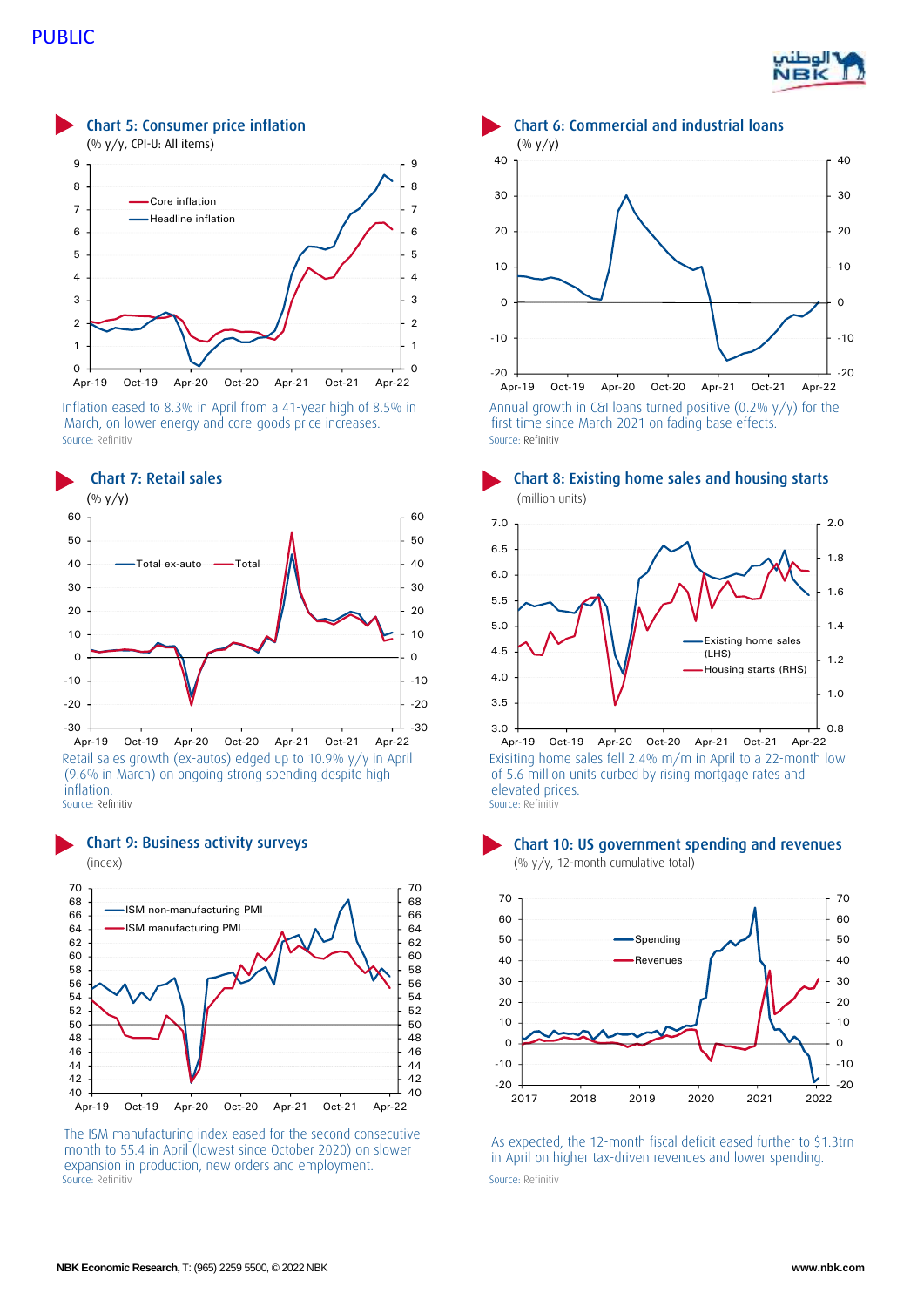### Chart 5: Consumer price inflation

(% y/y, CPI-U: All items)

Inflation eased to 8.3% in April from a 41-year high of 8.5% in March, on lower energy and core-goods price increases.

Source: Refinitiv

### Chart 6: Commercial and industrial loans

(% y/y)

Annual growth in C&I loans turned positive (0.2% y/y) for the first time since March 2021 on fading base effects.

Source: Refinitiv

### Chart 7: Retail sales

(% y/y)

Retail sales growth (ex-autos) edged up to 10.9% y/y in April (9.6% in March) on ongoing strong spending despite high inflation.

Source: Refinitiv

### Chart 8: Existing home sales and housing starts

(million units)

Exisiting home sales fell 2.4% m/m in April to a 22-month low of 5.6 million units curbed by rising mortgage rates and elevated prices.

Source: Refinitiv

### Chart 9: Business activity surveys

(index)

The ISM manufacturing index eased for the second consecutive month to 55.4 in April (lowest since October 2020) on slower expansion in production, new orders and employment.

Source: Refinitiv

### Chart 10: US government spending and revenues

(% y/y, 12-month cumulative total)

As expected, the 12-month fiscal deficit eased further to $1.3trn in April on higher tax-driven revenues and lower spending.

Source: Refinitiv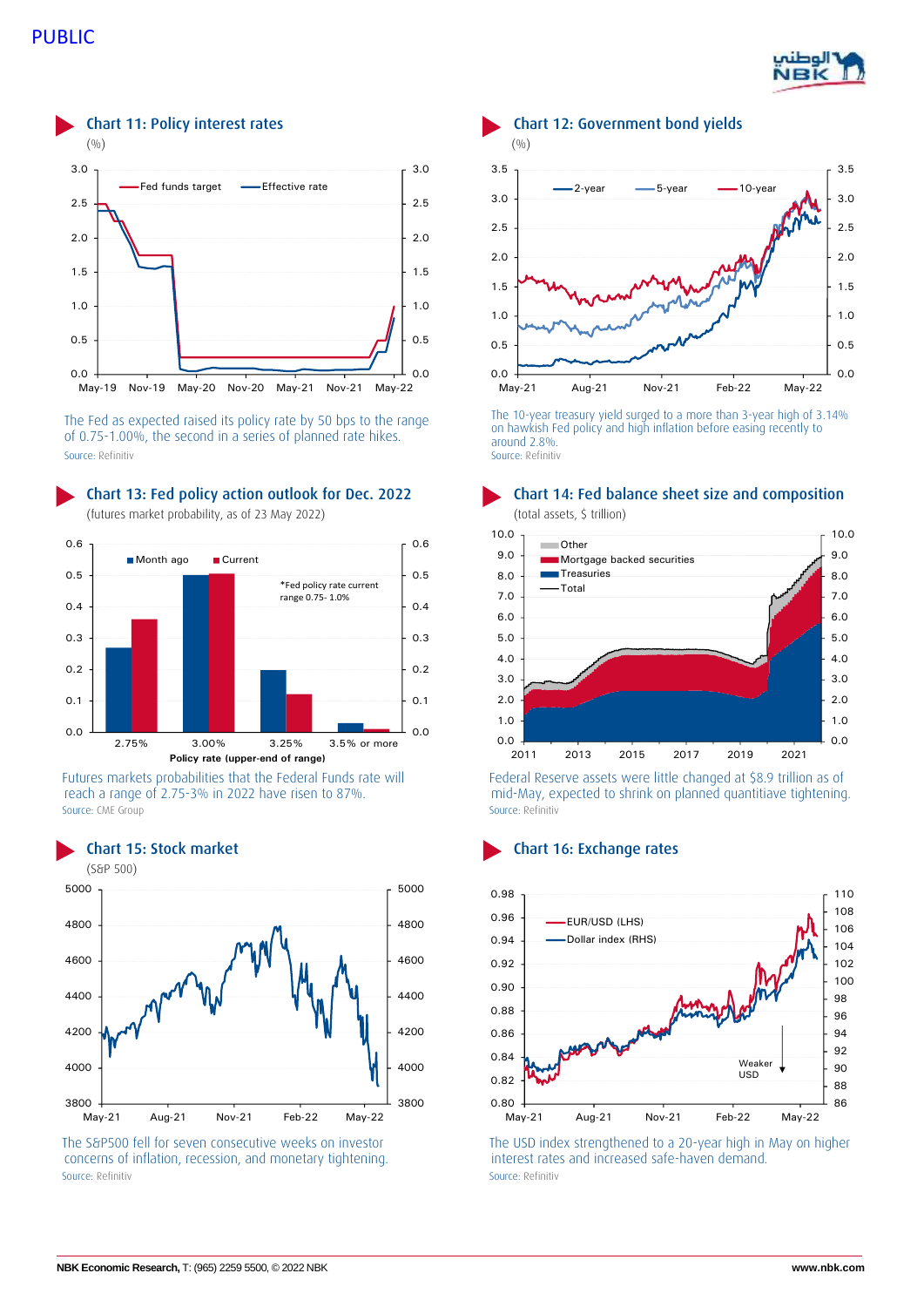PUBLIC

## Chart 11: Policy interest rates

(%)

The Fed as expected raised its policy rate by 50 bps to the range of 0.75-1.00%, the second in a series of planned rate hikes.

Source: Refinitiv

## Chart 12: Government bond yields

(%)

The 10-year treasury yield surged to a more than 3-year high of 3.14% on hawkish Fed policy and high inflation before easing recently to around 2.8%.

Source: Refinitiv

## Chart 13: Fed policy action outlook for Dec. 2022

(futures market probability, as of 23 May 2022)

*Fed policy rate current range 0.75- 1.0%

Futures markets probabilities that the Federal Funds rate will reach a range of 2.75-3% in 2022 have risen to 87%.

Source: CME Group

## Chart 14: Fed balance sheet size and composition

(total assets, $ trillion)

Federal Reserve assets were little changed at $8.9 trillion as of mid-May, expected to shrink on planned quantitiave tightening.

Source: Refinitiv

## Chart 15: Stock market

(S&P 500)

The S&P500 fell for seven consecutive weeks on investor concerns of inflation, recession, and monetary tightening.

Source: Refinitiv

## Chart 16: Exchange rates

The USD index strengthened to a 20-year high in May on higher interest rates and increased safe-haven demand.

Source: Refinitiv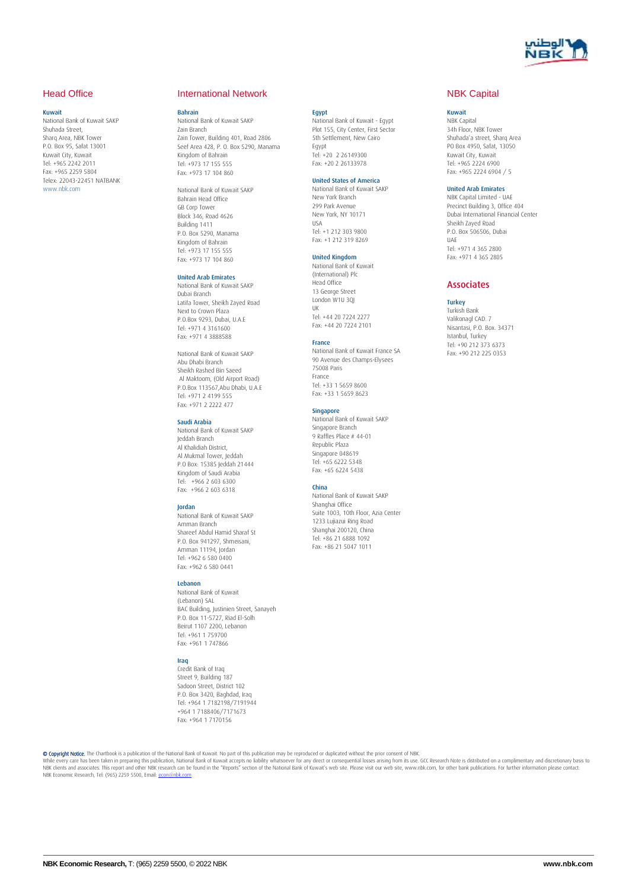## Head Office

**Kuwait**
National Bank of Kuwait SAKP
Shuhada Street,
Sharq Area, NBK Tower
P.O. Box 95, Safat 13001
Kuwait City, Kuwait
Tel: +965 2242 2011
Fax: +965 2259 5804
Telex: 22043-22451 NATBANK
www.nbk.com

## International Network

**Bahrain**
National Bank of Kuwait SAKP
Zain Branch
Zain Tower, Building 401, Road 2806
Seef Area 428, P. O. Box 5290, Manama
Kingdom of Bahrain
Tel: +973 17 155 555
Fax: +973 17 104 860

National Bank of Kuwait SAKP
Bahrain Head Office
GB Corp Tower
Block 346, Road 4626
Building 1411
P.O. Box 5290, Manama
Kingdom of Bahrain
Tel: +973 17 155 555
Fax: +973 17 104 860

**United Arab Emirates**
National Bank of Kuwait SAKP
Dubai Branch
Latifa Tower, Sheikh Zayed Road
Next to Crown Plaza
P.O.Box 9293, Dubai, U.A.E
Tel: +971 4 3161600
Fax: +971 4 3888588

National Bank of Kuwait SAKP
Abu Dhabi Branch
Sheikh Rashed Bin Saeed
Al Maktoom, (Old Airport Road)
P.O.Box 113567,Abu Dhabi, U.A.E
Tel: +971 2 4199 555
Fax: +971 2 2222 477

**Saudi Arabia**
National Bank of Kuwait SAKP
Jeddah Branch
Al Khalidiah District,
Al Mukmal Tower, Jeddah
P.O Box: 15385 Jeddah 21444
Kingdom of Saudi Arabia
Tel: +966 2 603 6300
Fax: +966 2 603 6318

**Jordan**
National Bank of Kuwait SAKP
Amman Branch
Shareef Abdul Hamid Sharaf St
P.O. Box 941297, Shmeisani,
Amman 11194, Jordan
Tel: +962 6 580 0400
Fax: +962 6 580 0441

**Lebanon**
National Bank of Kuwait
(Lebanon) SAL
BAC Building, Justinien Street, Sanayeh
P.O. Box 11-5727, Riad El-Solh
Beirut 1107 2200, Lebanon
Tel: +961 1 759700
Fax: +961 1 747866

**Iraq**
Credit Bank of Iraq
Street 9, Building 187
Sadoon Street, District 102
P.O. Box 3420, Baghdad, Iraq
Tel: +964 1 7182198/7191944
+964 1 7188406/7171673
Fax: +964 1 7170156

**Egypt**
National Bank of Kuwait - Egypt
Plot 155, City Center, First Sector
5th Settlement, New Cairo
Egypt
Tel: +20 2 26149300
Fax: +20 2 26133978

**United States of America**
National Bank of Kuwait SAKP
New York Branch
299 Park Avenue
New York, NY 10171
USA
Tel: +1 212 303 9800
Fax: +1 212 319 8269

**United Kingdom**
National Bank of Kuwait
(International) Plc
Head Office
13 George Street
London W1U 3QJ
UK
Tel: +44 20 7224 2277
Fax: +44 20 7224 2101

**France**
National Bank of Kuwait France SA
90 Avenue des Champs-Elysees
75008 Paris
France
Tel: +33 1 5659 8600
Fax: +33 1 5659 8623

**Singapore**
National Bank of Kuwait SAKP
Singapore Branch
9 Raffles Place # 44-01
Republic Plaza
Singapore 048619
Tel: +65 6222 5348
Fax: +65 6224 5438

**China**
National Bank of Kuwait SAKP
Shanghai Office
Suite 1003, 10th Floor, Azia Center
1233 Lujiazui Ring Road
Shanghai 200120, China
Tel: +86 21 6888 1092
Fax: +86 21 5047 1011

## NBK Capital

**Kuwait**
NBK Capital
34h Floor, NBK Tower
Shuhada'a street, Sharq Area
PO Box 4950, Safat, 13050
Kuwait City, Kuwait
Tel: +965 2224 6900
Fax: +965 2224 6904 / 5

**United Arab Emirates**
NBK Capital Limited - UAE
Precinct Building 3, Office 404
Dubai International Financial Center
Sheikh Zayed Road
P.O. Box 506506, Dubai
UAE
Tel: +971 4 365 2800
Fax: +971 4 365 2805

## Associates

**Turkey**
Turkish Bank
Valikonagl CAD. 7
Nisantasi, P.O. Box. 34371
Istanbul, Turkey
Tel: +90 212 373 6373
Fax: +90 212 225 0353

© Copyright Notice. The Chartbook is a publication of the National Bank of Kuwait. No part of this publication may be reproduced or duplicated without the prior consent of NBK.
While every care has been taken in preparing this publication, National Bank of Kuwait accepts no liability whatsoever for any direct or consequential losses arising from its use. GCC Research Note is distributed on a complimentary and discretionary basis to NBK clients and associates. This report and other NBK research can be found in the "Reports" section of the National Bank of Kuwait's web site. Please visit our web site, www.nbk.com, for other bank publications. For further information please contact: NBK Economic Research, Tel: (965) 2259 5500, Email: econ@nbk.com